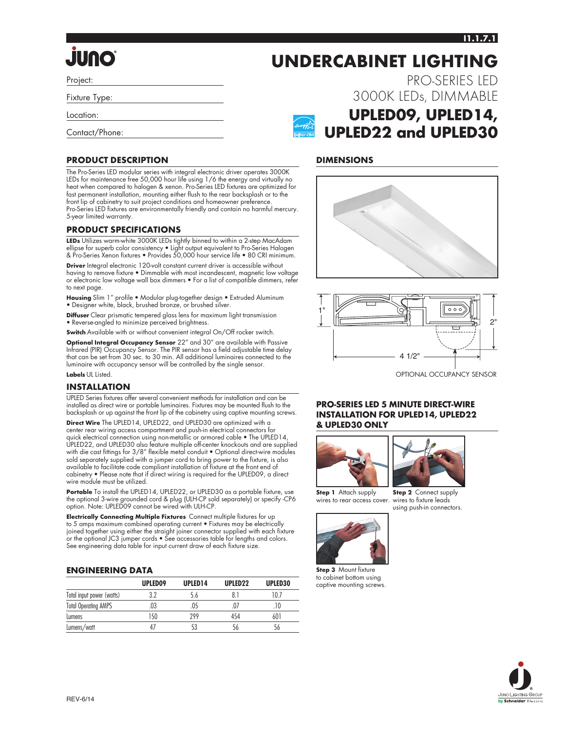# UNDERCABINET LIGHTING

## PRO-SERIES LED
## 3000K LEDs, DIMMABLE

# UPLED09, UPLED14, UPLED22 and UPLED30

Project:

Fixture Type:

Location:

Contact/Phone:

## PRODUCT DESCRIPTION

The Pro-Series LED modular series with integral electronic driver operates 3000K LEDs for maintenance free 50,000 hour life using 1/6 the energy and virtually no heat when compared to halogen & xenon. Pro-Series LED fixtures are optimized for fast permanent installation, mounting either flush to the rear backsplash or to the front lip of cabinetry to suit project conditions and homeowner preference. Pro-Series LED fixtures are environmentally friendly and contain no harmful mercury. 5-year limited warranty.

## PRODUCT SPECIFICATIONS

**LEDs** Utilizes warm-white 3000K LEDs tightly binned to within a 2-step MacAdam ellipse for superb color consistency • Light output equivalent to Pro-Series Halogen & Pro-Series Xenon fixtures • Provides 50,000 hour service life • 80 CRI minimum.

**Driver** Integral electronic 120-volt constant current driver is accessible without having to remove fixture • Dimmable with most incandescent, magnetic low voltage or electronic low voltage wall box dimmers • For a list of compatible dimmers, refer to next page.

**Housing** Slim 1" profile • Modular plug-together design • Extruded Aluminum • Designer white, black, brushed bronze, or brushed silver.

**Diffuser** Clear prismatic tempered glass lens for maximum light transmission • Reverse-angled to minimize perceived brightness.

**Switch** Available with or without convenient integral On/Off rocker switch.

**Optional Integral Occupancy Sensor** 22" and 30" are available with Passive Infrared (PIR) Occupancy Sensor. The PIR sensor has a field adjustable time delay that can be set from 30 sec. to 30 min. All additional luminaires connected to the luminaire with occupancy sensor will be controlled by the single sensor.

**Labels** UL Listed.

## INSTALLATION

UPLED Series fixtures offer several convenient methods for installation and can be installed as direct wire or portable luminaires. Fixtures may be mounted flush to the backsplash or up against the front lip of the cabinetry using captive mounting screws.

**Direct Wire** The UPLED14, UPLED22, and UPLED30 are optimized with a center rear wiring access compartment and push-in electrical connectors for quick electrical connection using non-metallic or armored cable • The UPLED14, UPLED22, and UPLED30 also feature multiple off-center knockouts and are supplied with die cast fittings for 3/8" flexible metal conduit • Optional direct-wire modules sold separately supplied with a jumper cord to bring power to the fixture, is also available to facilitate code compliant installation of fixture at the front end of cabinetry • Please note that if direct wiring is required for the UPLED09, a direct wire module must be utilized.

**Portable** To install the UPLED14, UPLED22, or UPLED30 as a portable fixture, use the optional 3-wire grounded cord & plug (ULH-CP sold separately) or specify -CP6 option. Note: UPLED09 cannot be wired with ULH-CP.

**Electrically Connecting Multiple Fixtures** Connect multiple fixtures for up to 5 amps maximum combined operating current • Fixtures may be electrically joined together using either the straight joiner connector supplied with each fixture or the optional JC3 jumper cords • See accessories table for lengths and colors. See engineering data table for input current draw of each fixture size.

## ENGINEERING DATA

| | UPLED09 | UPLED14 | UPLED22 | UPLED30 |
|---|---|---|---|---|
| Total input power (watts) | 3.2 | 5.6 | 8.1 | 10.7 |
| Total Operating AMPS | .03 | .05 | .07 | .10 |
| Lumens | 150 | 299 | 454 | 601 |
| Lumens/watt | 47 | 53 | 56 | 56 |

## DIMENSIONS

1" 2" 4 1/2"

OPTIONAL OCCUPANCY SENSOR

## PRO-SERIES LED 5 MINUTE DIRECT-WIRE INSTALLATION FOR UPLED14, UPLED22 & UPLED30 ONLY

**Step 1** Attach supply wires to rear access cover.

**Step 2** Connect supply wires to fixture leads using push-in connectors.

**Step 3** Mount fixture to cabinet bottom using captive mounting screws.

REV-6/14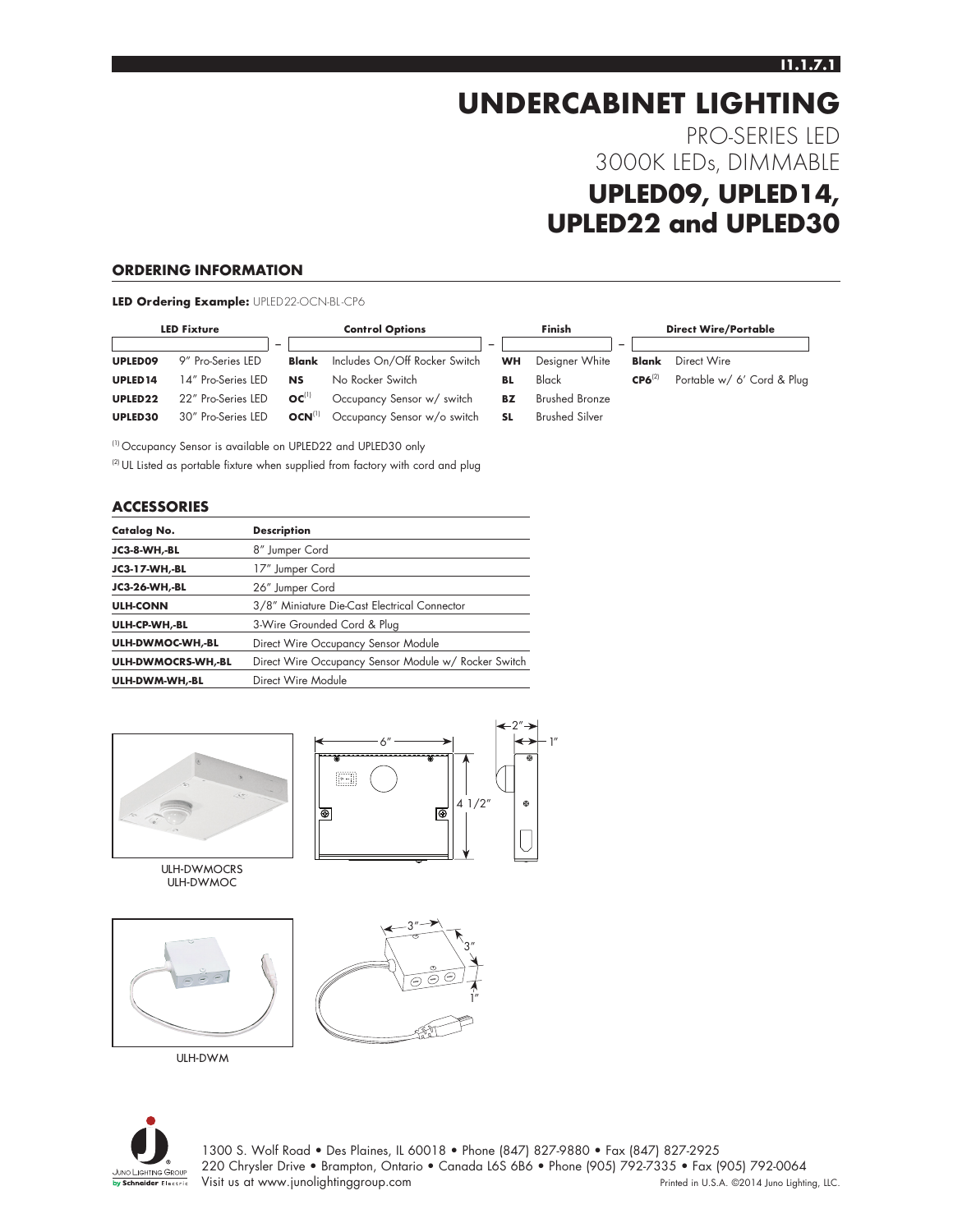I1.1.7.1

# UNDERCABINET LIGHTING

PRO-SERIES LED

3000K LEDs, DIMMABLE

## UPLED09, UPLED14, UPLED22 and UPLED30

### ORDERING INFORMATION

**LED Ordering Example:** UPLED22-OCN-BL-CP6

| LED Fixture | | Control Options | | Finish | | Direct Wire/Portable | |
|---|---|---|---|---|---|---|---|
| **UPLED09** | 9" Pro-Series LED | **Blank** | Includes On/Off Rocker Switch | **WH** | Designer White | **Blank** | Direct Wire |
| **UPLED14** | 14" Pro-Series LED | **NS** | No Rocker Switch | **BL** | Black | **CP6**[2] | Portable w/ 6' Cord & Plug |
| **UPLED22** | 22" Pro-Series LED | **OC**[1] | Occupancy Sensor w/ switch | **BZ** | Brushed Bronze | | |
| **UPLED30** | 30" Pro-Series LED | **OCN**[1] | Occupancy Sensor w/o switch | **SL** | Brushed Silver | | |

[1] Occupancy Sensor is available on UPLED22 and UPLED30 only

[2] UL Listed as portable fixture when supplied from factory with cord and plug

### ACCESSORIES

| Catalog No. | Description |
|---|---|
| **JC3-8-WH,-BL** | 8" Jumper Cord |
| **JC3-17-WH,-BL** | 17" Jumper Cord |
| **JC3-26-WH,-BL** | 26" Jumper Cord |
| **ULH-CONN** | 3/8" Miniature Die-Cast Electrical Connector |
| **ULH-CP-WH,-BL** | 3-Wire Grounded Cord & Plug |
| **ULH-DWMOC-WH,-BL** | Direct Wire Occupancy Sensor Module |
| **ULH-DWMOCRS-WH,-BL** | Direct Wire Occupancy Sensor Module w/ Rocker Switch |
| **ULH-DWM-WH,-BL** | Direct Wire Module |

6"

4 1/2"

2"

1"

ULH-DWMOCRS
ULH-DWMOC

3"

3"

1"

ULH-DWM

1300 S. Wolf Road • Des Plaines, IL 60018 • Phone (847) 827-9880 • Fax (847) 827-2925
220 Chrysler Drive • Brampton, Ontario • Canada L6S 6B6 • Phone (905) 792-7335 • Fax (905) 792-0064
Visit us at www.junolightinggroup.com

Printed in U.S.A. ©2014 Juno Lighting, LLC.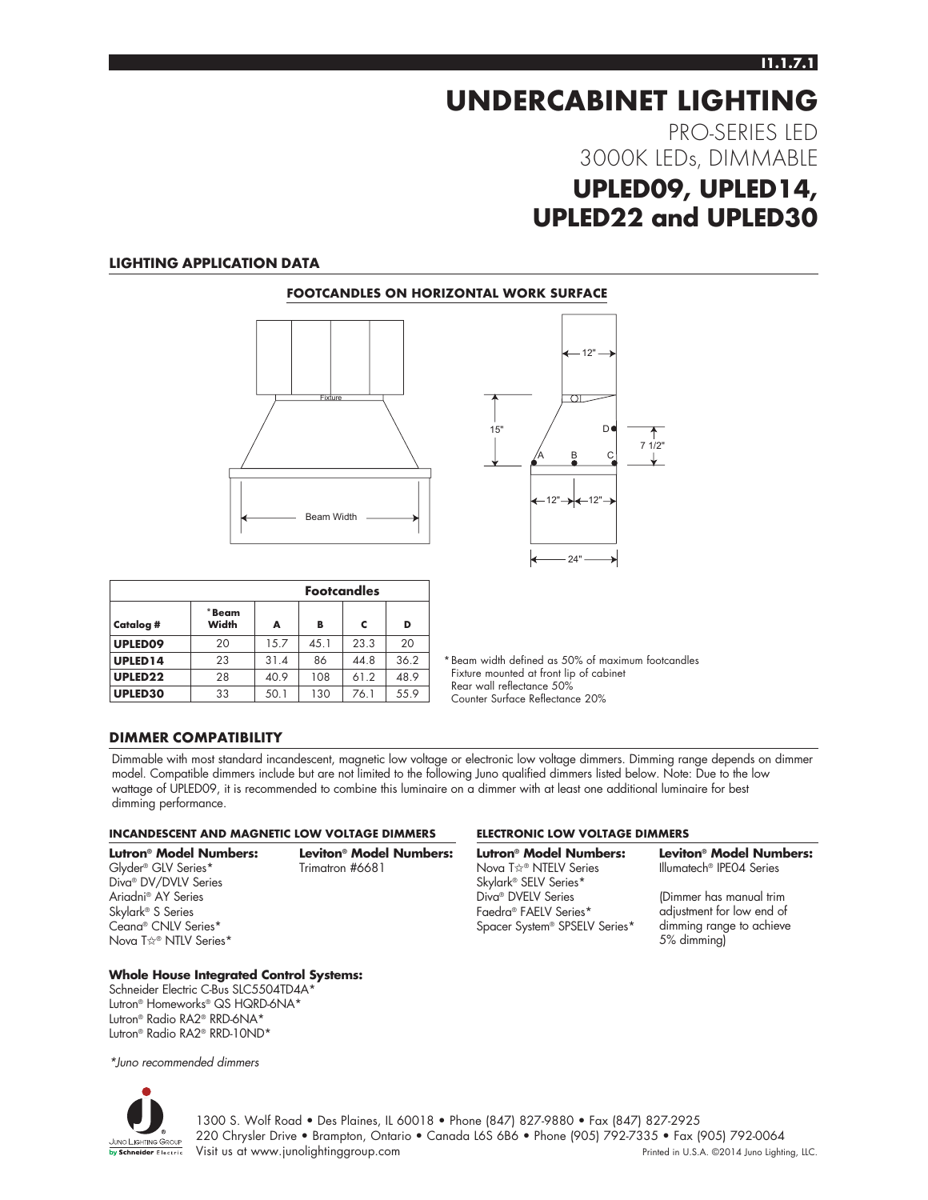I1.1.7.1

# UNDERCABINET LIGHTING

PRO-SERIES LED
3000K LEDs, DIMMABLE

## UPLED09, UPLED14, UPLED22 and UPLED30

### LIGHTING APPLICATION DATA

#### FOOTCANDLES ON HORIZONTAL WORK SURFACE

Fixture
Beam Width

12"
15"
D
7 1/2"
A B C
12" 12"
24"

| | | Footcandles | | | |
|---|---|---|---|---|---|
| Catalog # | *Beam Width | A | B | C | D |
| UPLED09 | 20 | 15.7 | 45.1 | 23.3 | 20 |
| UPLED14 | 23 | 31.4 | 86 | 44.8 | 36.2 |
| UPLED22 | 28 | 40.9 | 108 | 61.2 | 48.9 |
| UPLED30 | 33 | 50.1 | 130 | 76.1 | 55.9 |

*Beam width defined as 50% of maximum footcandles
Fixture mounted at front lip of cabinet
Rear wall reflectance 50%
Counter Surface Reflectance 20%

### DIMMER COMPATIBILITY

Dimmable with most standard incandescent, magnetic low voltage or electronic low voltage dimmers. Dimming range depends on dimmer model. Compatible dimmers include but are not limited to the following Juno qualified dimmers listed below. Note: Due to the low wattage of UPLED09, it is recommended to combine this luminaire on a dimmer with at least one additional luminaire for best dimming performance.

#### INCANDESCENT AND MAGNETIC LOW VOLTAGE DIMMERS

**Lutron® Model Numbers:**
Glyder® GLV Series*
Diva® DV/DVLV Series
Ariadni® AY Series
Skylark® S Series
Ceana® CNLV Series*
Nova T☆® NTLV Series*

**Leviton® Model Numbers:**
Trimatron #6681

#### ELECTRONIC LOW VOLTAGE DIMMERS

**Lutron® Model Numbers:**
Nova T☆® NTELV Series
Skylark® SELV Series*
Diva® DVELV Series
Faedra® FAELV Series*
Spacer System® SPSELV Series*

**Leviton® Model Numbers:**
Illumatech® IPE04 Series

(Dimmer has manual trim adjustment for low end of dimming range to achieve 5% dimming)

**Whole House Integrated Control Systems:**
Schneider Electric C-Bus SLC5504TD4A*
Lutron® Homeworks® QS HQRD-6NA*
Lutron® Radio RA2® RRD-6NA*
Lutron® Radio RA2® RRD-10ND*

*Juno recommended dimmers*

JUNO LIGHTING GROUP by Schneider Electric

1300 S. Wolf Road • Des Plaines, IL 60018 • Phone (847) 827-9880 • Fax (847) 827-2925
220 Chrysler Drive • Brampton, Ontario • Canada L6S 6B6 • Phone (905) 792-7335 • Fax (905) 792-0064
Visit us at www.junolightinggroup.com

Printed in U.S.A. ©2014 Juno Lighting, LLC.